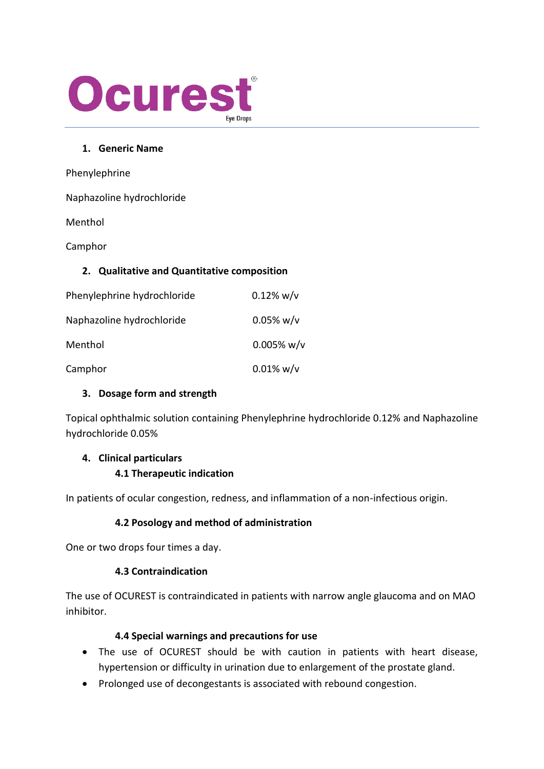# Ocurest®

Eye Drops

## 1. Generic Name

Phenylephrine

Naphazoline hydrochloride

Menthol

Camphor

## 2. Qualitative and Quantitative composition

| | |
|---|---|
| Phenylephrine hydrochloride | 0.12% w/v |
| Naphazoline hydrochloride | 0.05% w/v |
| Menthol | 0.005% w/v |
| Camphor | 0.01% w/v |

## 3. Dosage form and strength

Topical ophthalmic solution containing Phenylephrine hydrochloride 0.12% and Naphazoline hydrochloride 0.05%

## 4. Clinical particulars

### 4.1 Therapeutic indication

In patients of ocular congestion, redness, and inflammation of a non-infectious origin.

### 4.2 Posology and method of administration

One or two drops four times a day.

### 4.3 Contraindication

The use of OCUREST is contraindicated in patients with narrow angle glaucoma and on MAO inhibitor.

### 4.4 Special warnings and precautions for use

- The use of OCUREST should be with caution in patients with heart disease, hypertension or difficulty in urination due to enlargement of the prostate gland.
- Prolonged use of decongestants is associated with rebound congestion.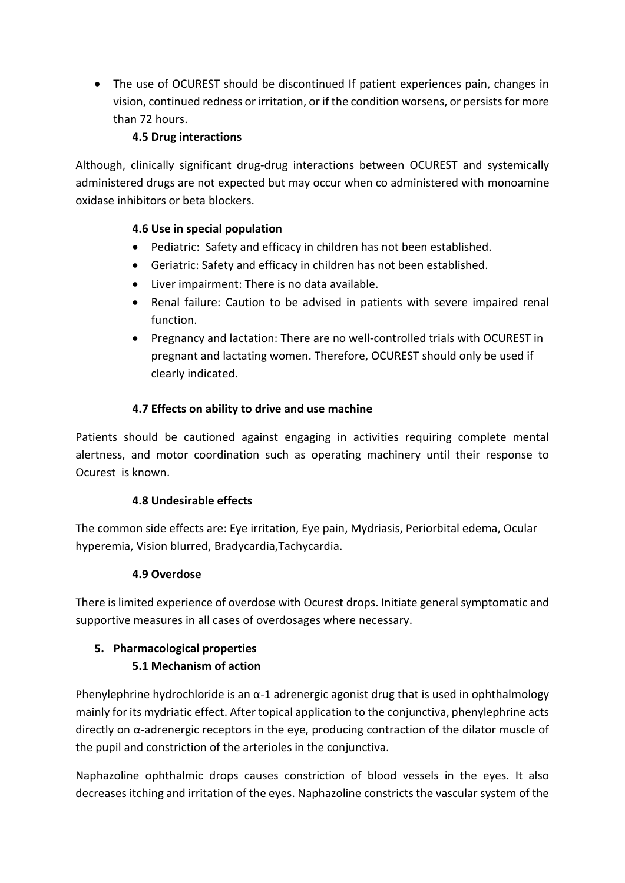- The use of OCUREST should be discontinued If patient experiences pain, changes in vision, continued redness or irritation, or if the condition worsens, or persists for more than 72 hours.

### 4.5 Drug interactions

Although, clinically significant drug-drug interactions between OCUREST and systemically administered drugs are not expected but may occur when co administered with monoamine oxidase inhibitors or beta blockers.

### 4.6 Use in special population

- Pediatric: Safety and efficacy in children has not been established.
- Geriatric: Safety and efficacy in children has not been established.
- Liver impairment: There is no data available.
- Renal failure: Caution to be advised in patients with severe impaired renal function.
- Pregnancy and lactation: There are no well-controlled trials with OCUREST in pregnant and lactating women. Therefore, OCUREST should only be used if clearly indicated.

### 4.7 Effects on ability to drive and use machine

Patients should be cautioned against engaging in activities requiring complete mental alertness, and motor coordination such as operating machinery until their response to Ocurest is known.

### 4.8 Undesirable effects

The common side effects are: Eye irritation, Eye pain, Mydriasis, Periorbital edema, Ocular hyperemia, Vision blurred, Bradycardia,Tachycardia.

### 4.9 Overdose

There is limited experience of overdose with Ocurest drops. Initiate general symptomatic and supportive measures in all cases of overdosages where necessary.

## 5. Pharmacological properties

### 5.1 Mechanism of action

Phenylephrine hydrochloride is an α-1 adrenergic agonist drug that is used in ophthalmology mainly for its mydriatic effect. After topical application to the conjunctiva, phenylephrine acts directly on α-adrenergic receptors in the eye, producing contraction of the dilator muscle of the pupil and constriction of the arterioles in the conjunctiva.

Naphazoline ophthalmic drops causes constriction of blood vessels in the eyes. It also decreases itching and irritation of the eyes. Naphazoline constricts the vascular system of the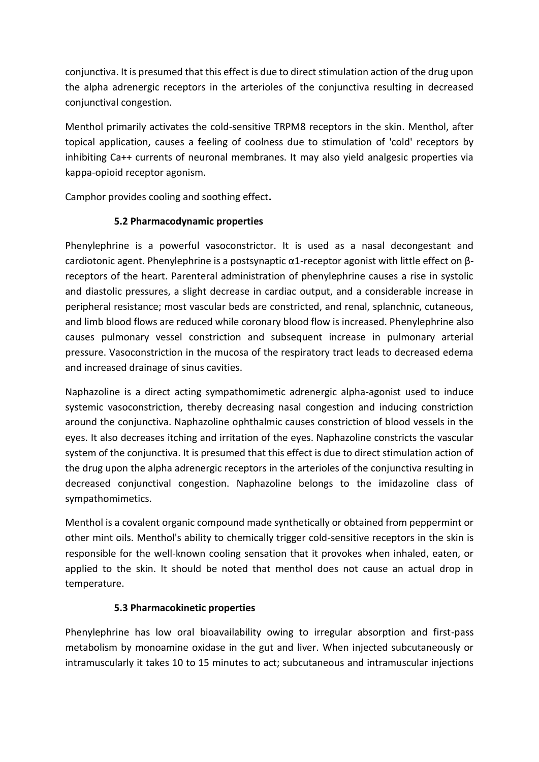conjunctiva. It is presumed that this effect is due to direct stimulation action of the drug upon the alpha adrenergic receptors in the arterioles of the conjunctiva resulting in decreased conjunctival congestion.

Menthol primarily activates the cold-sensitive TRPM8 receptors in the skin. Menthol, after topical application, causes a feeling of coolness due to stimulation of 'cold' receptors by inhibiting Ca++ currents of neuronal membranes. It may also yield analgesic properties via kappa-opioid receptor agonism.

Camphor provides cooling and soothing effect**.**

### 5.2 Pharmacodynamic properties

Phenylephrine is a powerful vasoconstrictor. It is used as a nasal decongestant and cardiotonic agent. Phenylephrine is a postsynaptic $\alpha1$-receptor agonist with little effect on $\beta$-receptors of the heart. Parenteral administration of phenylephrine causes a rise in systolic and diastolic pressures, a slight decrease in cardiac output, and a considerable increase in peripheral resistance; most vascular beds are constricted, and renal, splanchnic, cutaneous, and limb blood flows are reduced while coronary blood flow is increased. Phenylephrine also causes pulmonary vessel constriction and subsequent increase in pulmonary arterial pressure. Vasoconstriction in the mucosa of the respiratory tract leads to decreased edema and increased drainage of sinus cavities.

Naphazoline is a direct acting sympathomimetic adrenergic alpha-agonist used to induce systemic vasoconstriction, thereby decreasing nasal congestion and inducing constriction around the conjunctiva. Naphazoline ophthalmic causes constriction of blood vessels in the eyes. It also decreases itching and irritation of the eyes. Naphazoline constricts the vascular system of the conjunctiva. It is presumed that this effect is due to direct stimulation action of the drug upon the alpha adrenergic receptors in the arterioles of the conjunctiva resulting in decreased conjunctival congestion. Naphazoline belongs to the imidazoline class of sympathomimetics.

Menthol is a covalent organic compound made synthetically or obtained from peppermint or other mint oils. Menthol's ability to chemically trigger cold-sensitive receptors in the skin is responsible for the well-known cooling sensation that it provokes when inhaled, eaten, or applied to the skin. It should be noted that menthol does not cause an actual drop in temperature.

### 5.3 Pharmacokinetic properties

Phenylephrine has low oral bioavailability owing to irregular absorption and first-pass metabolism by monoamine oxidase in the gut and liver. When injected subcutaneously or intramuscularly it takes 10 to 15 minutes to act; subcutaneous and intramuscular injections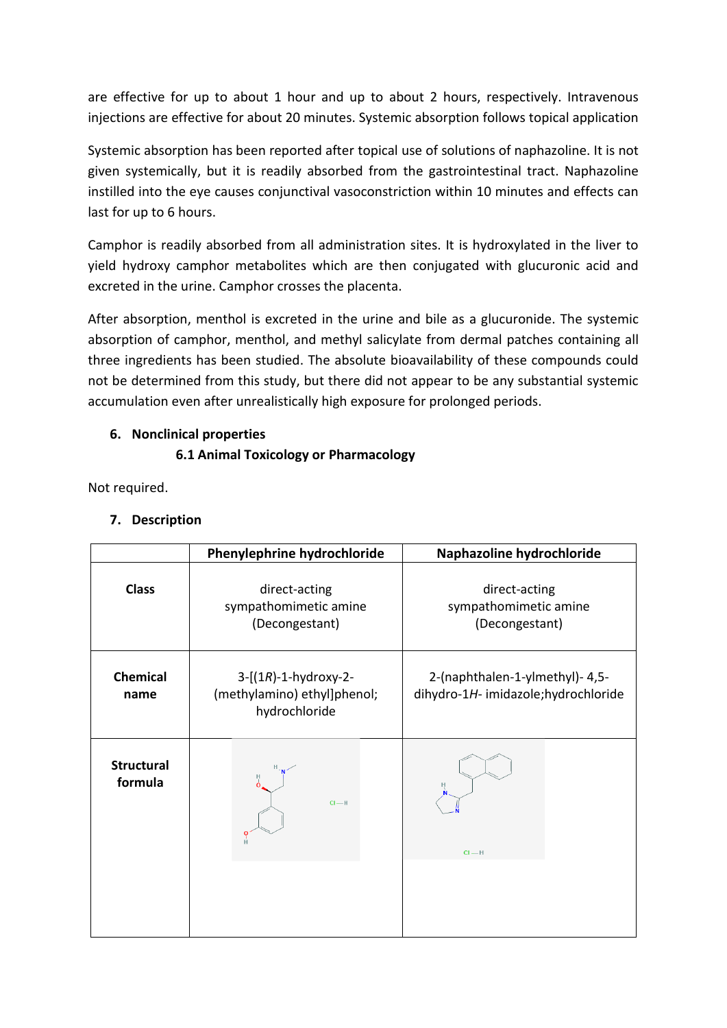are effective for up to about 1 hour and up to about 2 hours, respectively. Intravenous injections are effective for about 20 minutes. Systemic absorption follows topical application

Systemic absorption has been reported after topical use of solutions of naphazoline. It is not given systemically, but it is readily absorbed from the gastrointestinal tract. Naphazoline instilled into the eye causes conjunctival vasoconstriction within 10 minutes and effects can last for up to 6 hours.

Camphor is readily absorbed from all administration sites. It is hydroxylated in the liver to yield hydroxy camphor metabolites which are then conjugated with glucuronic acid and excreted in the urine. Camphor crosses the placenta.

After absorption, menthol is excreted in the urine and bile as a glucuronide. The systemic absorption of camphor, menthol, and methyl salicylate from dermal patches containing all three ingredients has been studied. The absolute bioavailability of these compounds could not be determined from this study, but there did not appear to be any substantial systemic accumulation even after unrealistically high exposure for prolonged periods.

## 6. Nonclinical properties

### 6.1 Animal Toxicology or Pharmacology

Not required.

## 7. Description

| | **Phenylephrine hydrochloride** | **Naphazoline hydrochloride** |
|---|---|---|
| **Class** | direct-acting sympathomimetic amine (Decongestant) | direct-acting sympathomimetic amine (Decongestant) |
| **Chemical name** | 3-[(1*R*)-1-hydroxy-2-(methylamino) ethyl]phenol; hydrochloride | 2-(naphthalen-1-ylmethyl)- 4,5-dihydro-1*H*- imidazole;hydrochloride |
| **Structural formula** | | |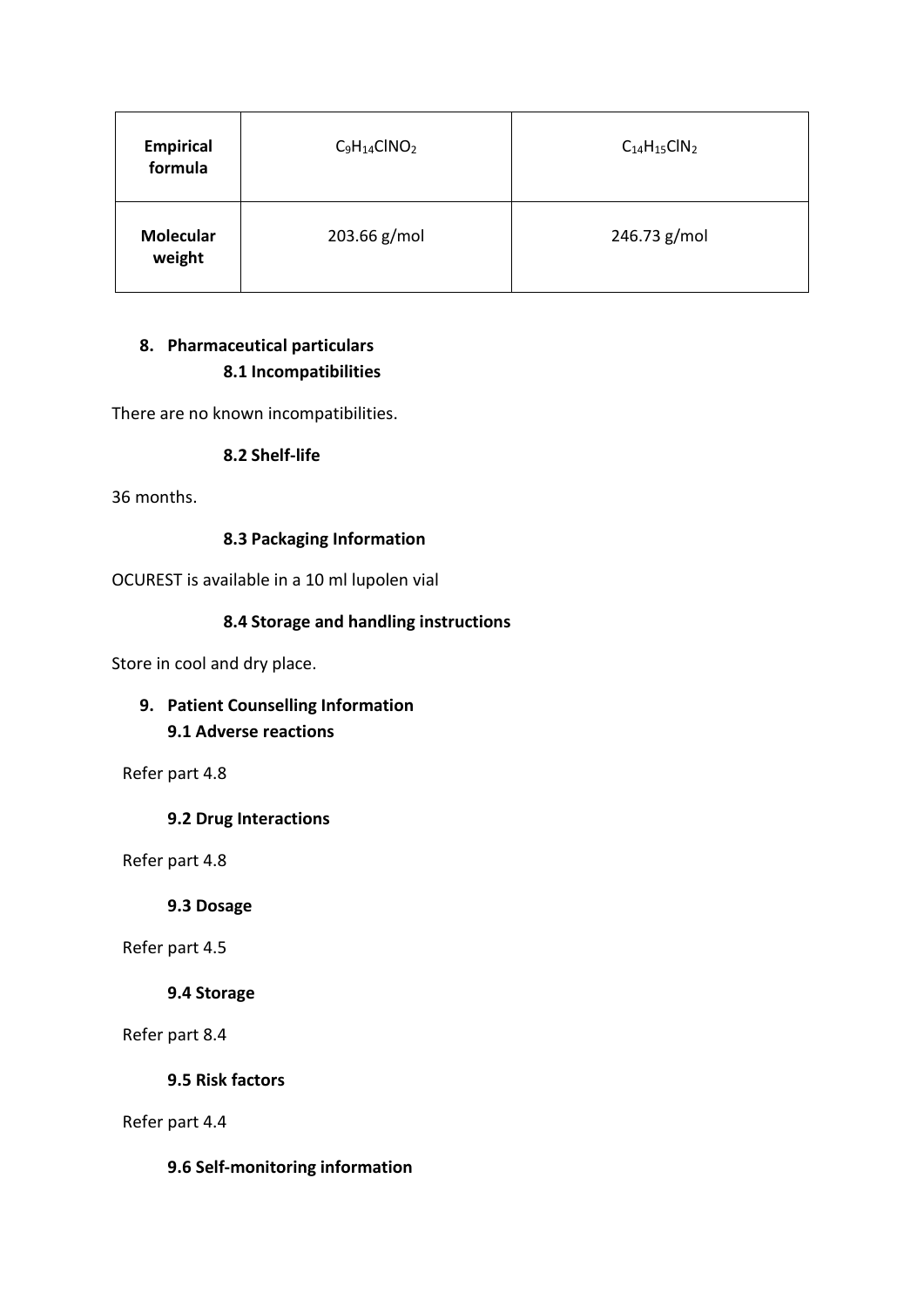| **Empirical formula** | $C_9H_{14}ClNO_2$ | $C_{14}H_{15}ClN_2$ |
|---|---|---|
| **Molecular weight** | 203.66 g/mol | 246.73 g/mol |

## 8. Pharmaceutical particulars

### 8.1 Incompatibilities

There are no known incompatibilities.

### 8.2 Shelf-life

36 months.

### 8.3 Packaging Information

OCUREST is available in a 10 ml lupolen vial

### 8.4 Storage and handling instructions

Store in cool and dry place.

## 9. Patient Counselling Information

### 9.1 Adverse reactions

Refer part 4.8

### 9.2 Drug Interactions

Refer part 4.8

### 9.3 Dosage

Refer part 4.5

### 9.4 Storage

Refer part 8.4

### 9.5 Risk factors

Refer part 4.4

### 9.6 Self-monitoring information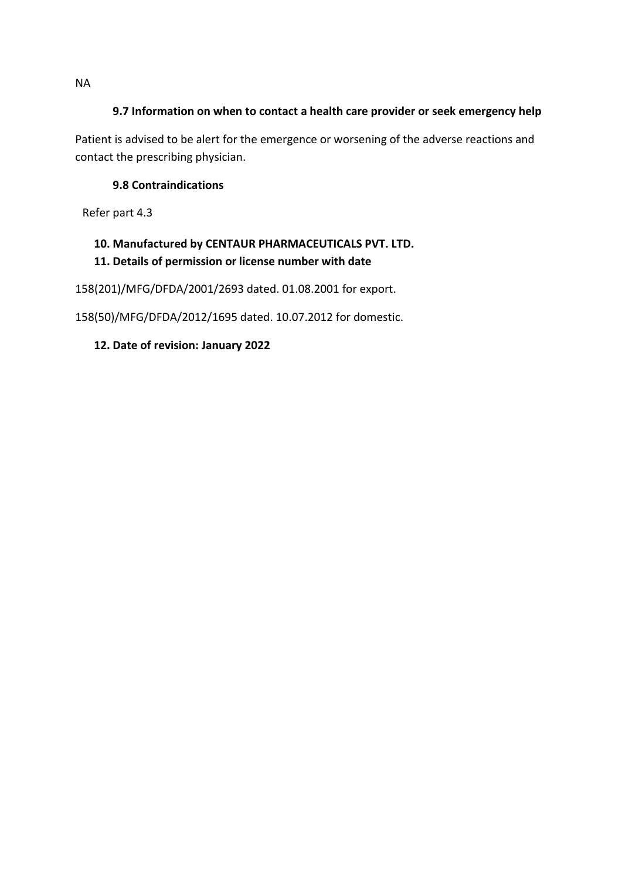NA

### 9.7 Information on when to contact a health care provider or seek emergency help

Patient is advised to be alert for the emergence or worsening of the adverse reactions and contact the prescribing physician.

### 9.8 Contraindications

Refer part 4.3

## 10. Manufactured by CENTAUR PHARMACEUTICALS PVT. LTD.

## 11. Details of permission or license number with date

158(201)/MFG/DFDA/2001/2693 dated. 01.08.2001 for export.

158(50)/MFG/DFDA/2012/1695 dated. 10.07.2012 for domestic.

## 12. Date of revision: January 2022